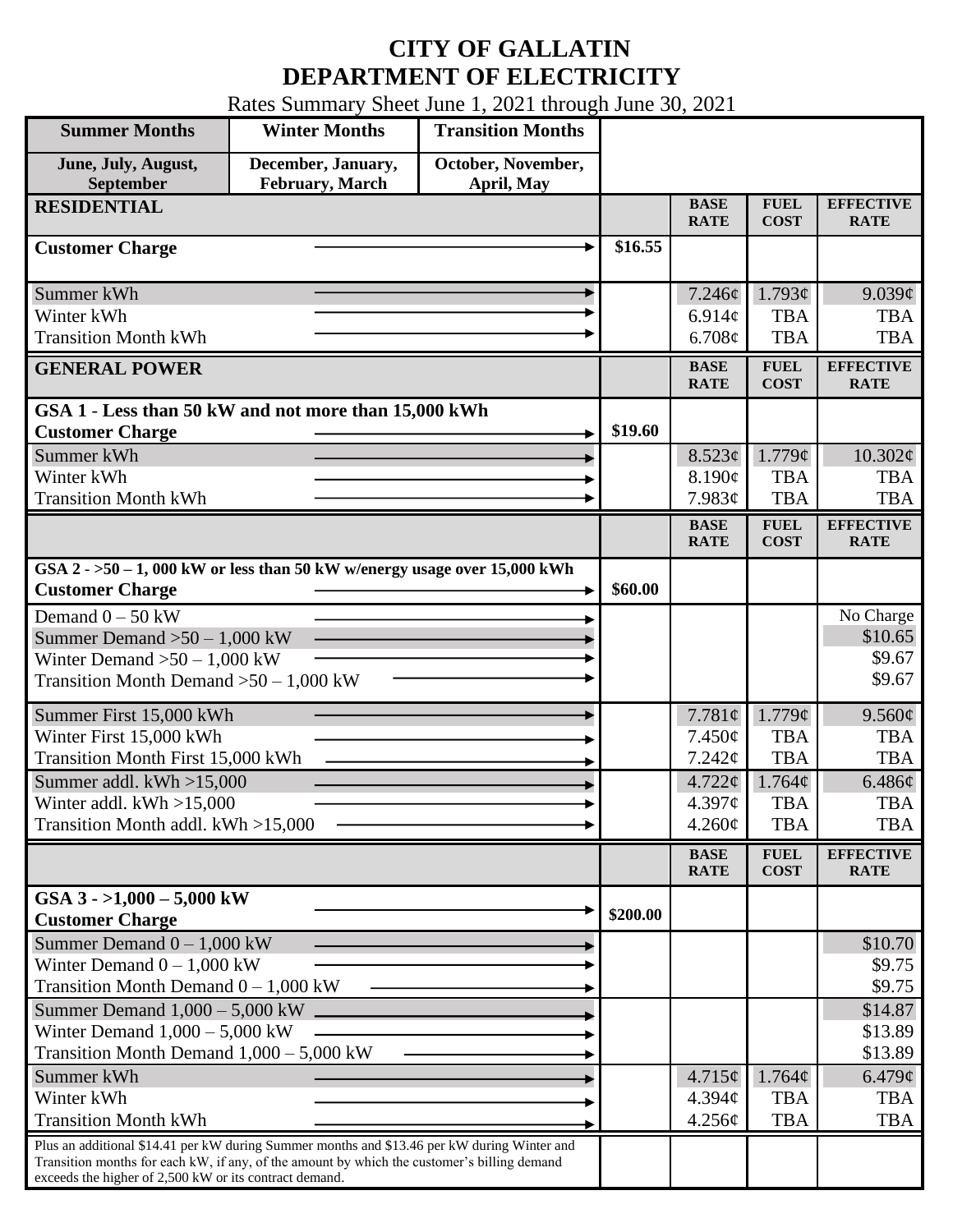# CITY OF GALLATIN
# DEPARTMENT OF ELECTRICITY

Rates Summary Sheet June 1, 2021 through June 30, 2021

| Summer Months | Winter Months | Transition Months |
|---|---|---|
| June, July, August, September | December, January, February, March | October, November, April, May |

| RESIDENTIAL | | BASE RATE | FUEL COST | EFFECTIVE RATE |
|---|---|---|---|---|
| **Customer Charge** | $16.55 | | | |
| Summer kWh | | 7.246¢ | 1.793¢ | 9.039¢ |
| Winter kWh | | 6.914¢ | TBA | TBA |
| Transition Month kWh | | 6.708¢ | TBA | TBA |

| GENERAL POWER | | BASE RATE | FUEL COST | EFFECTIVE RATE |
|---|---|---|---|---|
| **GSA 1 - Less than 50 kW and not more than 15,000 kWh** | | | | |
| **Customer Charge** | $19.60 | | | |
| Summer kWh | | 8.523¢ | 1.779¢ | 10.302¢ |
| Winter kWh | | 8.190¢ | TBA | TBA |
| Transition Month kWh | | 7.983¢ | TBA | TBA |

| | | BASE RATE | FUEL COST | EFFECTIVE RATE |
|---|---|---|---|---|
| **GSA 2 - >50 – 1, 000 kW or less than 50 kW w/energy usage over 15,000 kWh** | | | | |
| **Customer Charge** | $60.00 | | | |
| Demand 0 – 50 kW | | | | No Charge |
| Summer Demand >50 – 1,000 kW | | | | $10.65 |
| Winter Demand >50 – 1,000 kW | | | | $9.67 |
| Transition Month Demand >50 – 1,000 kW | | | | $9.67 |
| Summer First 15,000 kWh | | 7.781¢ | 1.779¢ | 9.560¢ |
| Winter First 15,000 kWh | | 7.450¢ | TBA | TBA |
| Transition Month First 15,000 kWh | | 7.242¢ | TBA | TBA |
| Summer addl. kWh >15,000 | | 4.722¢ | 1.764¢ | 6.486¢ |
| Winter addl. kWh >15,000 | | 4.397¢ | TBA | TBA |
| Transition Month addl. kWh >15,000 | | 4.260¢ | TBA | TBA |

| | | BASE RATE | FUEL COST | EFFECTIVE RATE |
|---|---|---|---|---|
| **GSA 3 - >1,000 – 5,000 kW** | | | | |
| **Customer Charge** | $200.00 | | | |
| Summer Demand 0 – 1,000 kW | | | | $10.70 |
| Winter Demand 0 – 1,000 kW | | | | $9.75 |
| Transition Month Demand 0 – 1,000 kW | | | | $9.75 |
| Summer Demand 1,000 – 5,000 kW | | | | $14.87 |
| Winter Demand 1,000 – 5,000 kW | | | | $13.89 |
| Transition Month Demand 1,000 – 5,000 kW | | | | $13.89 |
| Summer kWh | | 4.715¢ | 1.764¢ | 6.479¢ |
| Winter kWh | | 4.394¢ | TBA | TBA |
| Transition Month kWh | | 4.256¢ | TBA | TBA |
| Plus an additional $14.41 per kW during Summer months and $13.46 per kW during Winter and Transition months for each kW, if any, of the amount by which the customer's billing demand exceeds the higher of 2,500 kW or its contract demand. | | | | |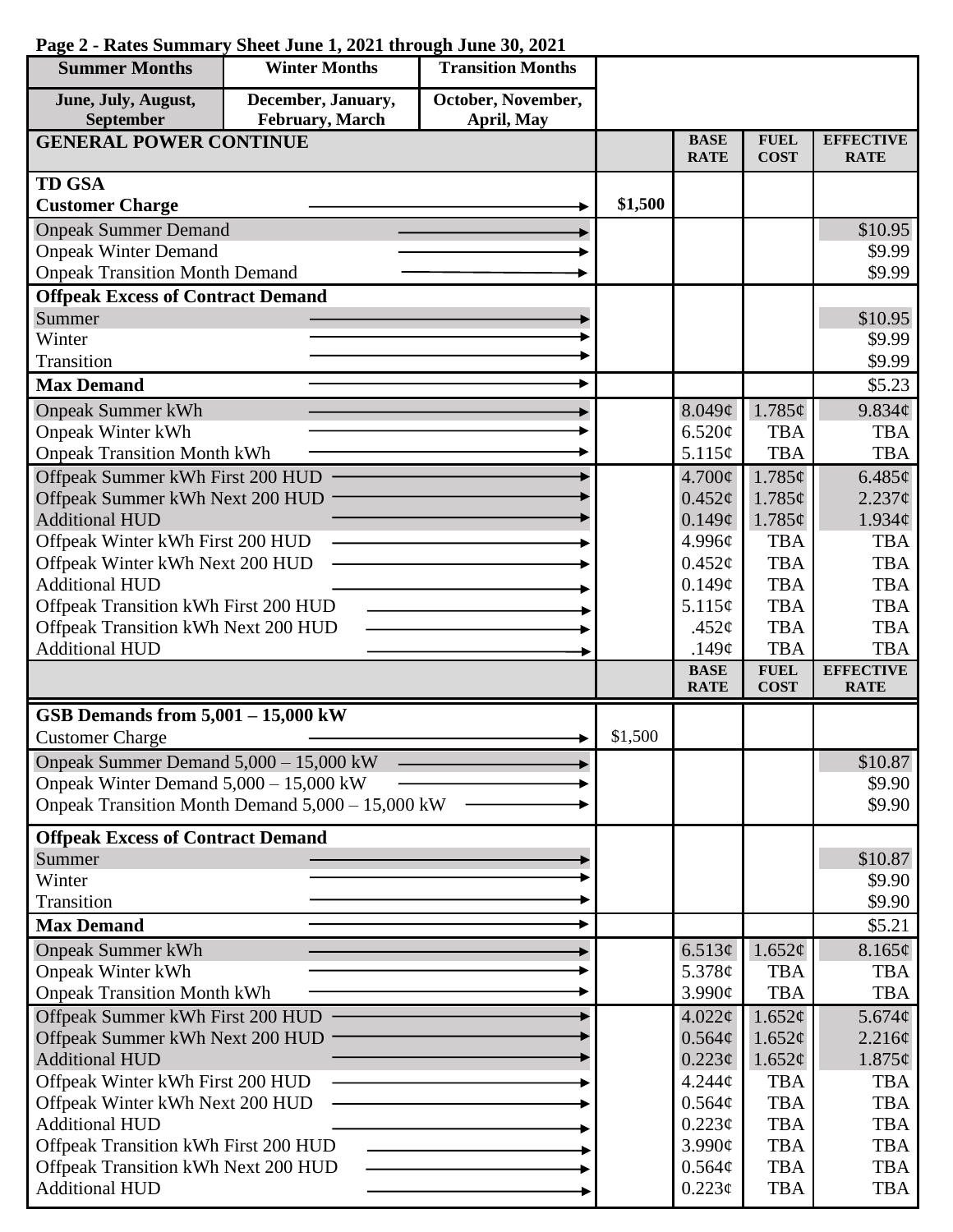**Page 2 - Rates Summary Sheet June 1, 2021 through June 30, 2021**

| Summer Months | Winter Months | Transition Months | | | | |
|---|---|---|---|---|---|---|
| June, July, August, September | December, January, February, March | October, November, April, May | | | | |
| **GENERAL POWER CONTINUE** | | | | **BASE RATE** | **FUEL COST** | **EFFECTIVE RATE** |
| **TD GSA** | | | | | | |
| **Customer Charge** | | | $1,500 | | | |
| Onpeak Summer Demand | | | | | | $10.95 |
| Onpeak Winter Demand | | | | | | $9.99 |
| Onpeak Transition Month Demand | | | | | | $9.99 |
| **Offpeak Excess of Contract Demand** | | | | | | |
| Summer | | | | | | $10.95 |
| Winter | | | | | | $9.99 |
| Transition | | | | | | $9.99 |
| **Max Demand** | | | | | | $5.23 |
| Onpeak Summer kWh | | | | 8.049¢ | 1.785¢ | 9.834¢ |
| Onpeak Winter kWh | | | | 6.520¢ | TBA | TBA |
| Onpeak Transition Month kWh | | | | 5.115¢ | TBA | TBA |
| Offpeak Summer kWh First 200 HUD | | | | 4.700¢ | 1.785¢ | 6.485¢ |
| Offpeak Summer kWh Next 200 HUD | | | | 0.452¢ | 1.785¢ | 2.237¢ |
| Additional HUD | | | | 0.149¢ | 1.785¢ | 1.934¢ |
| Offpeak Winter kWh First 200 HUD | | | | 4.996¢ | TBA | TBA |
| Offpeak Winter kWh Next 200 HUD | | | | 0.452¢ | TBA | TBA |
| Additional HUD | | | | 0.149¢ | TBA | TBA |
| Offpeak Transition kWh First 200 HUD | | | | 5.115¢ | TBA | TBA |
| Offpeak Transition kWh Next 200 HUD | | | | .452¢ | TBA | TBA |
| Additional HUD | | | | .149¢ | TBA | TBA |
| | | | | **BASE RATE** | **FUEL COST** | **EFFECTIVE RATE** |
| **GSB Demands from 5,001 – 15,000 kW** | | | | | | |
| Customer Charge | | | $1,500 | | | |
| Onpeak Summer Demand 5,000 – 15,000 kW | | | | | | $10.87 |
| Onpeak Winter Demand 5,000 – 15,000 kW | | | | | | $9.90 |
| Onpeak Transition Month Demand 5,000 – 15,000 kW | | | | | | $9.90 |
| **Offpeak Excess of Contract Demand** | | | | | | |
| Summer | | | | | | $10.87 |
| Winter | | | | | | $9.90 |
| Transition | | | | | | $9.90 |
| **Max Demand** | | | | | | $5.21 |
| Onpeak Summer kWh | | | | 6.513¢ | 1.652¢ | 8.165¢ |
| Onpeak Winter kWh | | | | 5.378¢ | TBA | TBA |
| Onpeak Transition Month kWh | | | | 3.990¢ | TBA | TBA |
| Offpeak Summer kWh First 200 HUD | | | | 4.022¢ | 1.652¢ | 5.674¢ |
| Offpeak Summer kWh Next 200 HUD | | | | 0.564¢ | 1.652¢ | 2.216¢ |
| Additional HUD | | | | 0.223¢ | 1.652¢ | 1.875¢ |
| Offpeak Winter kWh First 200 HUD | | | | 4.244¢ | TBA | TBA |
| Offpeak Winter kWh Next 200 HUD | | | | 0.564¢ | TBA | TBA |
| Additional HUD | | | | 0.223¢ | TBA | TBA |
| Offpeak Transition kWh First 200 HUD | | | | 3.990¢ | TBA | TBA |
| Offpeak Transition kWh Next 200 HUD | | | | 0.564¢ | TBA | TBA |
| Additional HUD | | | | 0.223¢ | TBA | TBA |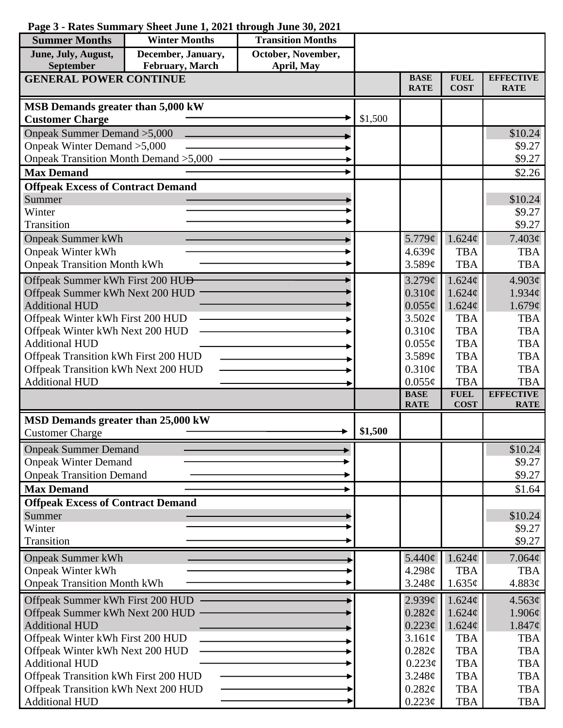**Page 3 - Rates Summary Sheet June 1, 2021 through June 30, 2021**

| Summer Months | Winter Months | Transition Months |
|---|---|---|
| June, July, August, September | December, January, February, March | October, November, April, May |

| GENERAL POWER CONTINUE | | BASE RATE | FUEL COST | EFFECTIVE RATE |
|---|---|---|---|---|
| **MSB Demands greater than 5,000 kW** | | | | |
| **Customer Charge** | $1,500 | | | |
| Onpeak Summer Demand >5,000 | | | | $10.24 |
| Onpeak Winter Demand >5,000 | | | | $9.27 |
| Onpeak Transition Month Demand >5,000 | | | | $9.27 |
| **Max Demand** | | | | $2.26 |
| **Offpeak Excess of Contract Demand** | | | | |
| Summer | | | | $10.24 |
| Winter | | | | $9.27 |
| Transition | | | | $9.27 |
| Onpeak Summer kWh | | 5.779¢ | 1.624¢ | 7.403¢ |
| Onpeak Winter kWh | | 4.639¢ | TBA | TBA |
| Onpeak Transition Month kWh | | 3.589¢ | TBA | TBA |
| Offpeak Summer kWh First 200 HUD | | 3.279¢ | 1.624¢ | 4.903¢ |
| Offpeak Summer kWh Next 200 HUD | | 0.310¢ | 1.624¢ | 1.934¢ |
| Additional HUD | | 0.055¢ | 1.624¢ | 1.679¢ |
| Offpeak Winter kWh First 200 HUD | | 3.502¢ | TBA | TBA |
| Offpeak Winter kWh Next 200 HUD | | 0.310¢ | TBA | TBA |
| Additional HUD | | 0.055¢ | TBA | TBA |
| Offpeak Transition kWh First 200 HUD | | 3.589¢ | TBA | TBA |
| Offpeak Transition kWh Next 200 HUD | | 0.310¢ | TBA | TBA |
| Additional HUD | | 0.055¢ | TBA | TBA |

| | | BASE RATE | FUEL COST | EFFECTIVE RATE |
|---|---|---|---|---|
| **MSD Demands greater than 25,000 kW** | | | | |
| Customer Charge | **$1,500** | | | |
| Onpeak Summer Demand | | | | $10.24 |
| Onpeak Winter Demand | | | | $9.27 |
| Onpeak Transition Demand | | | | $9.27 |
| **Max Demand** | | | | $1.64 |
| **Offpeak Excess of Contract Demand** | | | | |
| Summer | | | | $10.24 |
| Winter | | | | $9.27 |
| Transition | | | | $9.27 |
| Onpeak Summer kWh | | 5.440¢ | 1.624¢ | 7.064¢ |
| Onpeak Winter kWh | | 4.298¢ | TBA | TBA |
| Onpeak Transition Month kWh | | 3.248¢ | 1.635¢ | 4.883¢ |
| Offpeak Summer kWh First 200 HUD | | 2.939¢ | 1.624¢ | 4.563¢ |
| Offpeak Summer kWh Next 200 HUD | | 0.282¢ | 1.624¢ | 1.906¢ |
| Additional HUD | | 0.223¢ | 1.624¢ | 1.847¢ |
| Offpeak Winter kWh First 200 HUD | | 3.161¢ | TBA | TBA |
| Offpeak Winter kWh Next 200 HUD | | 0.282¢ | TBA | TBA |
| Additional HUD | | 0.223¢ | TBA | TBA |
| Offpeak Transition kWh First 200 HUD | | 3.248¢ | TBA | TBA |
| Offpeak Transition kWh Next 200 HUD | | 0.282¢ | TBA | TBA |
| Additional HUD | | 0.223¢ | TBA | TBA |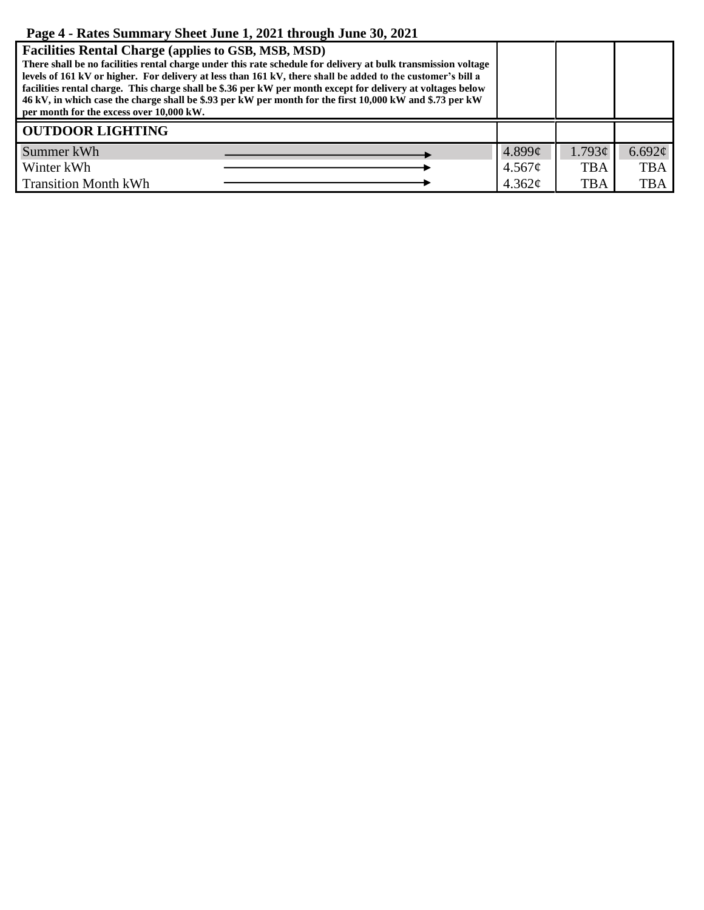## Page 4 - Rates Summary Sheet June 1, 2021 through June 30, 2021

| | | | |
|---|---|---|---|
| **Facilities Rental Charge (applies to GSB, MSB, MSD)**<br>**There shall be no facilities rental charge under this rate schedule for delivery at bulk transmission voltage levels of 161 kV or higher. For delivery at less than 161 kV, there shall be added to the customer's bill a facilities rental charge. This charge shall be $.36 per kW per month except for delivery at voltages below 46 kV, in which case the charge shall be $.93 per kW per month for the first 10,000 kW and $.73 per kW per month for the excess over 10,000 kW.** | | | |
| **OUTDOOR LIGHTING** | | | |
| Summer kWh ⟶ | 4.899¢ | 1.793¢ | 6.692¢ |
| Winter kWh ⟶ | 4.567¢ | TBA | TBA |
| Transition Month kWh ⟶ | 4.362¢ | TBA | TBA |